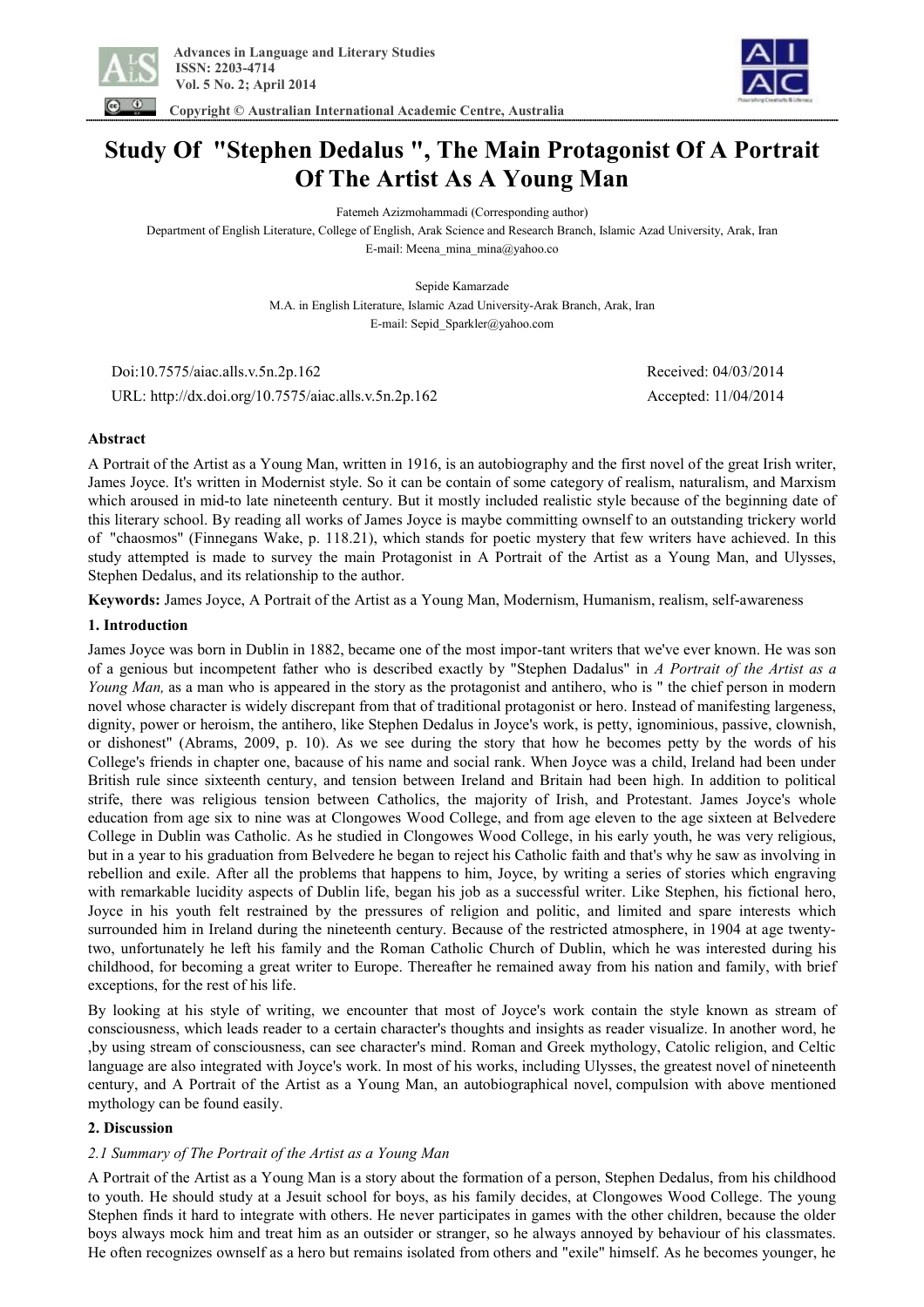# Study Of "Stephen Dedalus ", The Main Protagonist Of A Portrait Of The Artist As A Young Man

Fatemeh Azizmohammadi (Corresponding author)

Department of English Literature, College of English, Arak Science and Research Branch, Islamic Azad University, Arak, Iran

E-mail: Meena_mina_mina@yahoo.co

Sepide Kamarzade

M.A. in English Literature, Islamic Azad University-Arak Branch, Arak, Iran

E-mail: Sepid_Sparkler@yahoo.com

Doi:10.7575/aiac.alls.v.5n.2p.162 Received: 04/03/2014

URL: http://dx.doi.org/10.7575/aiac.alls.v.5n.2p.162 Accepted: 11/04/2014

## Abstract

A Portrait of the Artist as a Young Man, written in 1916, is an autobiography and the first novel of the great Irish writer, James Joyce. It's written in Modernist style. So it can be contain of some category of realism, naturalism, and Marxism which aroused in mid-to late nineteenth century. But it mostly included realistic style because of the beginning date of this literary school. By reading all works of James Joyce is maybe committing ownself to an outstanding trickery world of "chaosmos" (Finnegans Wake, p. 118.21), which stands for poetic mystery that few writers have achieved. In this study attempted is made to survey the main Protagonist in A Portrait of the Artist as a Young Man, and Ulysses, Stephen Dedalus, and its relationship to the author.

**Keywords:** James Joyce, A Portrait of the Artist as a Young Man, Modernism, Humanism, realism, self-awareness

## 1. Introduction

James Joyce was born in Dublin in 1882, became one of the most impor-tant writers that we've ever known. He was son of a genious but incompetent father who is described exactly by "Stephen Dadalus" in *A Portrait of the Artist as a Young Man,* as a man who is appeared in the story as the protagonist and antihero, who is " the chief person in modern novel whose character is widely discrepant from that of traditional protagonist or hero. Instead of manifesting largeness, dignity, power or heroism, the antihero, like Stephen Dedalus in Joyce's work, is petty, ignominious, passive, clownish, or dishonest" (Abrams, 2009, p. 10). As we see during the story that how he becomes petty by the words of his College's friends in chapter one, bacause of his name and social rank. When Joyce was a child, Ireland had been under British rule since sixteenth century, and tension between Ireland and Britain had been high. In addition to political strife, there was religious tension between Catholics, the majority of Irish, and Protestant. James Joyce's whole education from age six to nine was at Clongowes Wood College, and from age eleven to the age sixteen at Belvedere College in Dublin was Catholic. As he studied in Clongowes Wood College, in his early youth, he was very religious, but in a year to his graduation from Belvedere he began to reject his Catholic faith and that's why he saw as involving in rebellion and exile. After all the problems that happens to him, Joyce, by writing a series of stories which engraving with remarkable lucidity aspects of Dublin life, began his job as a successful writer. Like Stephen, his fictional hero, Joyce in his youth felt restrained by the pressures of religion and politic, and limited and spare interests which surrounded him in Ireland during the nineteenth century. Because of the restricted atmosphere, in 1904 at age twenty-two, unfortunately he left his family and the Roman Catholic Church of Dublin, which he was interested during his childhood, for becoming a great writer to Europe. Thereafter he remained away from his nation and family, with brief exceptions, for the rest of his life.

By looking at his style of writing, we encounter that most of Joyce's work contain the style known as stream of consciousness, which leads reader to a certain character's thoughts and insights as reader visualize. In another word, he ,by using stream of consciousness, can see character's mind. Roman and Greek mythology, Catolic religion, and Celtic language are also integrated with Joyce's work. In most of his works, including Ulysses, the greatest novel of nineteenth century, and A Portrait of the Artist as a Young Man, an autobiographical novel, compulsion with above mentioned mythology can be found easily.

## 2. Discussion

### *2.1 Summary of The Portrait of the Artist as a Young Man*

A Portrait of the Artist as a Young Man is a story about the formation of a person, Stephen Dedalus, from his childhood to youth. He should study at a Jesuit school for boys, as his family decides, at Clongowes Wood College. The young Stephen finds it hard to integrate with others. He never participates in games with the other children, because the older boys always mock him and treat him as an outsider or stranger, so he always annoyed by behaviour of his classmates. He often recognizes ownself as a hero but remains isolated from others and "exile" himself. As he becomes younger, he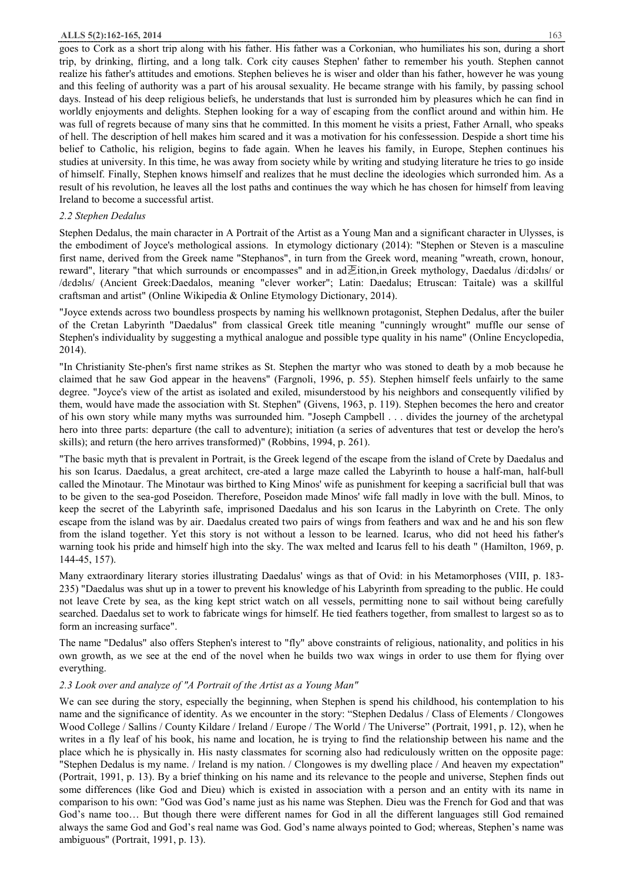goes to Cork as a short trip along with his father. His father was a Corkonian, who humiliates his son, during a short trip, by drinking, flirting, and a long talk. Cork city causes Stephen' father to remember his youth. Stephen cannot realize his father's attitudes and emotions. Stephen believes he is wiser and older than his father, however he was young and this feeling of authority was a part of his arousal sexuality. He became strange with his family, by passing school days. Instead of his deep religious beliefs, he understands that lust is surronded him by pleasures which he can find in worldly enjoyments and delights. Stephen looking for a way of escaping from the conflict around and within him. He was full of regrets because of many sins that he committed. In this moment he visits a priest, Father Arnall, who speaks of hell. The description of hell makes him scared and it was a motivation for his confessession. Despide a short time his belief to Catholic, his religion, begins to fade again. When he leaves his family, in Europe, Stephen continues his studies at university. In this time, he was away from society while by writing and studying literature he tries to go inside of himself. Finally, Stephen knows himself and realizes that he must decline the ideologies which surronded him. As a result of his revolution, he leaves all the lost paths and continues the way which he has chosen for himself from leaving Ireland to become a successful artist.

### *2.2 Stephen Dedalus*

Stephen Dedalus, the main character in A Portrait of the Artist as a Young Man and a significant character in Ulysses, is the embodiment of Joyce's methological assions. In etymology dictionary (2014): "Stephen or Steven is a masculine first name, derived from the Greek name "Stephanos", in turn from the Greek word, meaning "wreath, crown, honour, reward", literary "that which surrounds or encompasses" and in ad訖ition,in Greek mythology, Daedalus /diːdəlɪs/ or /dɛdəlɪs/ (Ancient Greek:Daedalos, meaning "clever worker"; Latin: Daedalus; Etruscan: Taitale) was a skillful craftsman and artist" (Online Wikipedia & Online Etymology Dictionary, 2014).

"Joyce extends across two boundless prospects by naming his wellknown protagonist, Stephen Dedalus, after the builer of the Cretan Labyrinth "Daedalus" from classical Greek title meaning "cunningly wrought" muffle our sense of Stephen's individuality by suggesting a mythical analogue and possible type quality in his name" (Online Encyclopedia, 2014).

"In Christianity Ste-phen's first name strikes as St. Stephen the martyr who was stoned to death by a mob because he claimed that he saw God appear in the heavens" (Fargnoli, 1996, p. 55). Stephen himself feels unfairly to the same degree. "Joyce's view of the artist as isolated and exiled, misunderstood by his neighbors and consequently vilified by them, would have made the association with St. Stephen" (Givens, 1963, p. 119). Stephen becomes the hero and creator of his own story while many myths was surrounded him. "Joseph Campbell . . . divides the journey of the archetypal hero into three parts: departure (the call to adventure); initiation (a series of adventures that test or develop the hero's skills); and return (the hero arrives transformed)" (Robbins, 1994, p. 261).

"The basic myth that is prevalent in Portrait, is the Greek legend of the escape from the island of Crete by Daedalus and his son Icarus. Daedalus, a great architect, cre-ated a large maze called the Labyrinth to house a half-man, half-bull called the Minotaur. The Minotaur was birthed to King Minos' wife as punishment for keeping a sacrificial bull that was to be given to the sea-god Poseidon. Therefore, Poseidon made Minos' wife fall madly in love with the bull. Minos, to keep the secret of the Labyrinth safe, imprisoned Daedalus and his son Icarus in the Labyrinth on Crete. The only escape from the island was by air. Daedalus created two pairs of wings from feathers and wax and he and his son flew from the island together. Yet this story is not without a lesson to be learned. Icarus, who did not heed his father's warning took his pride and himself high into the sky. The wax melted and Icarus fell to his death " (Hamilton, 1969, p. 144-45, 157).

Many extraordinary literary stories illustrating Daedalus' wings as that of Ovid: in his Metamorphoses (VIII, p. 183-235) "Daedalus was shut up in a tower to prevent his knowledge of his Labyrinth from spreading to the public. He could not leave Crete by sea, as the king kept strict watch on all vessels, permitting none to sail without being carefully searched. Daedalus set to work to fabricate wings for himself. He tied feathers together, from smallest to largest so as to form an increasing surface".

The name "Dedalus" also offers Stephen's interest to "fly" above constraints of religious, nationality, and politics in his own growth, as we see at the end of the novel when he builds two wax wings in order to use them for flying over everything.

### *2.3 Look over and analyze of "A Portrait of the Artist as a Young Man"*

We can see during the story, especially the beginning, when Stephen is spend his childhood, his contemplation to his name and the significance of identity. As we encounter in the story: "Stephen Dedalus / Class of Elements / Clongowes Wood College / Sallins / County Kildare / Ireland / Europe / The World / The Universe" (Portrait, 1991, p. 12), when he writes in a fly leaf of his book, his name and location, he is trying to find the relationship between his name and the place which he is physically in. His nasty classmates for scorning also had rediculously written on the opposite page: "Stephen Dedalus is my name. / Ireland is my nation. / Clongowes is my dwelling place / And heaven my expectation" (Portrait, 1991, p. 13). By a brief thinking on his name and its relevance to the people and universe, Stephen finds out some differences (like God and Dieu) which is existed in association with a person and an entity with its name in comparison to his own: "God was God's name just as his name was Stephen. Dieu was the French for God and that was God's name too… But though there were different names for God in all the different languages still God remained always the same God and God's real name was God. God's name always pointed to God; whereas, Stephen's name was ambiguous" (Portrait, 1991, p. 13).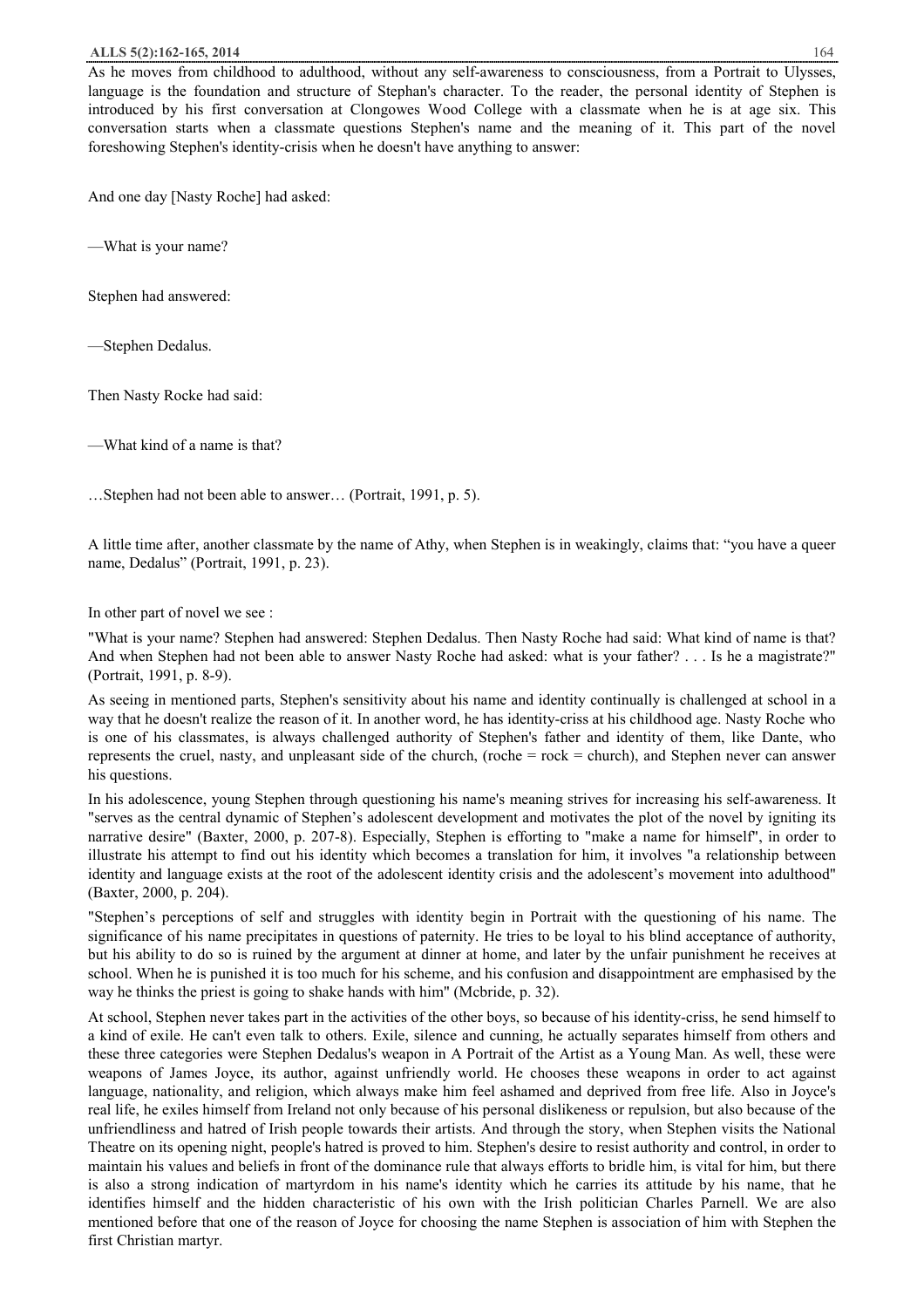As he moves from childhood to adulthood, without any self-awareness to consciousness, from a Portrait to Ulysses, language is the foundation and structure of Stephan's character. To the reader, the personal identity of Stephen is introduced by his first conversation at Clongowes Wood College with a classmate when he is at age six. This conversation starts when a classmate questions Stephen's name and the meaning of it. This part of the novel foreshowing Stephen's identity-crisis when he doesn't have anything to answer:

And one day [Nasty Roche] had asked:

—What is your name?

Stephen had answered:

—Stephen Dedalus.

Then Nasty Rocke had said:

—What kind of a name is that?

…Stephen had not been able to answer… (Portrait, 1991, p. 5).

A little time after, another classmate by the name of Athy, when Stephen is in weakingly, claims that: "you have a queer name, Dedalus" (Portrait, 1991, p. 23).

In other part of novel we see :

"What is your name? Stephen had answered: Stephen Dedalus. Then Nasty Roche had said: What kind of name is that? And when Stephen had not been able to answer Nasty Roche had asked: what is your father? . . . Is he a magistrate?" (Portrait, 1991, p. 8-9).

As seeing in mentioned parts, Stephen's sensitivity about his name and identity continually is challenged at school in a way that he doesn't realize the reason of it. In another word, he has identity-criss at his childhood age. Nasty Roche who is one of his classmates, is always challenged authority of Stephen's father and identity of them, like Dante, who represents the cruel, nasty, and unpleasant side of the church, (roche = rock = church), and Stephen never can answer his questions.

In his adolescence, young Stephen through questioning his name's meaning strives for increasing his self-awareness. It "serves as the central dynamic of Stephen's adolescent development and motivates the plot of the novel by igniting its narrative desire" (Baxter, 2000, p. 207-8). Especially, Stephen is efforting to "make a name for himself", in order to illustrate his attempt to find out his identity which becomes a translation for him, it involves "a relationship between identity and language exists at the root of the adolescent identity crisis and the adolescent's movement into adulthood" (Baxter, 2000, p. 204).

"Stephen's perceptions of self and struggles with identity begin in Portrait with the questioning of his name. The significance of his name precipitates in questions of paternity. He tries to be loyal to his blind acceptance of authority, but his ability to do so is ruined by the argument at dinner at home, and later by the unfair punishment he receives at school. When he is punished it is too much for his scheme, and his confusion and disappointment are emphasised by the way he thinks the priest is going to shake hands with him" (Mcbride, p. 32).

At school, Stephen never takes part in the activities of the other boys, so because of his identity-criss, he send himself to a kind of exile. He can't even talk to others. Exile, silence and cunning, he actually separates himself from others and these three categories were Stephen Dedalus's weapon in A Portrait of the Artist as a Young Man. As well, these were weapons of James Joyce, its author, against unfriendly world. He chooses these weapons in order to act against language, nationality, and religion, which always make him feel ashamed and deprived from free life. Also in Joyce's real life, he exiles himself from Ireland not only because of his personal dislikeness or repulsion, but also because of the unfriendliness and hatred of Irish people towards their artists. And through the story, when Stephen visits the National Theatre on its opening night, people's hatred is proved to him. Stephen's desire to resist authority and control, in order to maintain his values and beliefs in front of the dominance rule that always efforts to bridle him, is vital for him, but there is also a strong indication of martyrdom in his name's identity which he carries its attitude by his name, that he identifies himself and the hidden characteristic of his own with the Irish politician Charles Parnell. We are also mentioned before that one of the reason of Joyce for choosing the name Stephen is association of him with Stephen the first Christian martyr.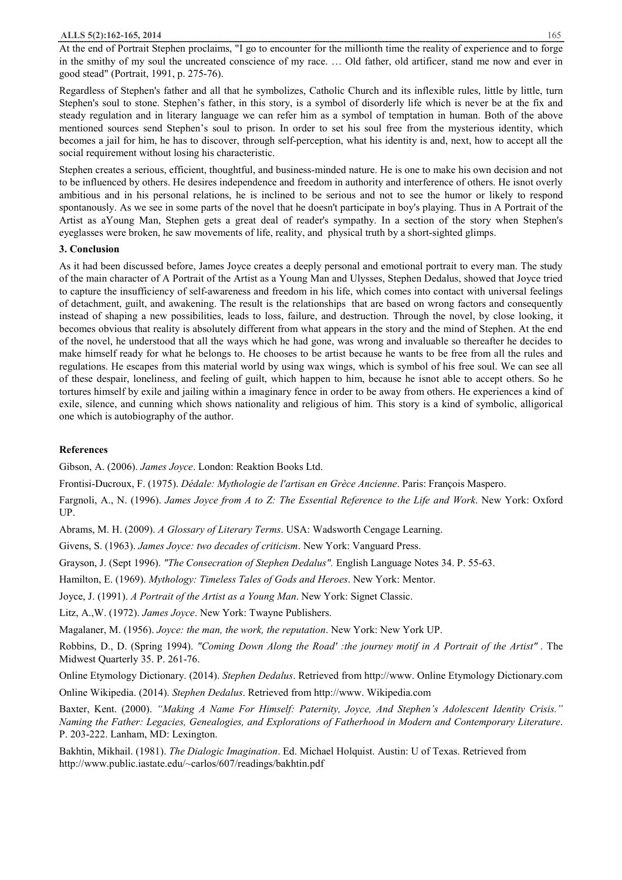At the end of Portrait Stephen proclaims, "I go to encounter for the millionth time the reality of experience and to forge in the smithy of my soul the uncreated conscience of my race. … Old father, old artificer, stand me now and ever in good stead" (Portrait, 1991, p. 275-76).

Regardless of Stephen's father and all that he symbolizes, Catholic Church and its inflexible rules, little by little, turn Stephen's soul to stone. Stephen's father, in this story, is a symbol of disorderly life which is never be at the fix and steady regulation and in literary language we can refer him as a symbol of temptation in human. Both of the above mentioned sources send Stephen's soul to prison. In order to set his soul free from the mysterious identity, which becomes a jail for him, he has to discover, through self-perception, what his identity is and, next, how to accept all the social requirement without losing his characteristic.

Stephen creates a serious, efficient, thoughtful, and business-minded nature. He is one to make his own decision and not to be influenced by others. He desires independence and freedom in authority and interference of others. He isnot overly ambitious and in his personal relations, he is inclined to be serious and not to see the humor or likely to respond spontanously. As we see in some parts of the novel that he doesn't participate in boy's playing. Thus in A Portrait of the Artist as aYoung Man, Stephen gets a great deal of reader's sympathy. In a section of the story when Stephen's eyeglasses were broken, he saw movements of life, reality, and physical truth by a short-sighted glimps.

### 3. Conclusion

As it had been discussed before, James Joyce creates a deeply personal and emotional portrait to every man. The study of the main character of A Portrait of the Artist as a Young Man and Ulysses, Stephen Dedalus, showed that Joyce tried to capture the insufficiency of self-awareness and freedom in his life, which comes into contact with universal feelings of detachment, guilt, and awakening. The result is the relationships that are based on wrong factors and consequently instead of shaping a new possibilities, leads to loss, failure, and destruction. Through the novel, by close looking, it becomes obvious that reality is absolutely different from what appears in the story and the mind of Stephen. At the end of the novel, he understood that all the ways which he had gone, was wrong and invaluable so thereafter he decides to make himself ready for what he belongs to. He chooses to be artist because he wants to be free from all the rules and regulations. He escapes from this material world by using wax wings, which is symbol of his free soul. We can see all of these despair, loneliness, and feeling of guilt, which happen to him, because he isnot able to accept others. So he tortures himself by exile and jailing within a imaginary fence in order to be away from others. He experiences a kind of exile, silence, and cunning which shows nationality and religious of him. This story is a kind of symbolic, alligorical one which is autobiography of the author.

### References

Gibson, A. (2006). *James Joyce*. London: Reaktion Books Ltd.

Frontisi-Ducroux, F. (1975). *Dédale: Mythologie de l'artisan en Grèce Ancienne*. Paris: François Maspero.

Fargnoli, A., N. (1996). *James Joyce from A to Z: The Essential Reference to the Life and Work*. New York: Oxford UP.

Abrams, M. H. (2009). *A Glossary of Literary Terms*. USA: Wadsworth Cengage Learning.

Givens, S. (1963). *James Joyce: two decades of criticism*. New York: Vanguard Press.

Grayson, J. (Sept 1996). *"The Consecration of Stephen Dedalus".* English Language Notes 34. P. 55-63.

Hamilton, E. (1969). *Mythology: Timeless Tales of Gods and Heroes*. New York: Mentor.

Joyce, J. (1991). *A Portrait of the Artist as a Young Man*. New York: Signet Classic.

Litz, A.,W. (1972). *James Joyce*. New York: Twayne Publishers.

Magalaner, M. (1956). *Joyce: the man, the work, the reputation*. New York: New York UP.

Robbins, D., D. (Spring 1994). *"Coming Down Along the Road' :the journey motif in A Portrait of the Artist"* . The Midwest Quarterly 35. P. 261-76.

Online Etymology Dictionary. (2014). *Stephen Dedalus*. Retrieved from http://www. Online Etymology Dictionary.com

Online Wikipedia. (2014). *Stephen Dedalus*. Retrieved from http://www. Wikipedia.com

Baxter, Kent. (2000). *"Making A Name For Himself: Paternity, Joyce, And Stephen's Adolescent Identity Crisis." Naming the Father: Legacies, Genealogies, and Explorations of Fatherhood in Modern and Contemporary Literature*. P. 203-222. Lanham, MD: Lexington.

Bakhtin, Mikhail. (1981). *The Dialogic Imagination*. Ed. Michael Holquist. Austin: U of Texas. Retrieved from http://www.public.iastate.edu/~carlos/607/readings/bakhtin.pdf